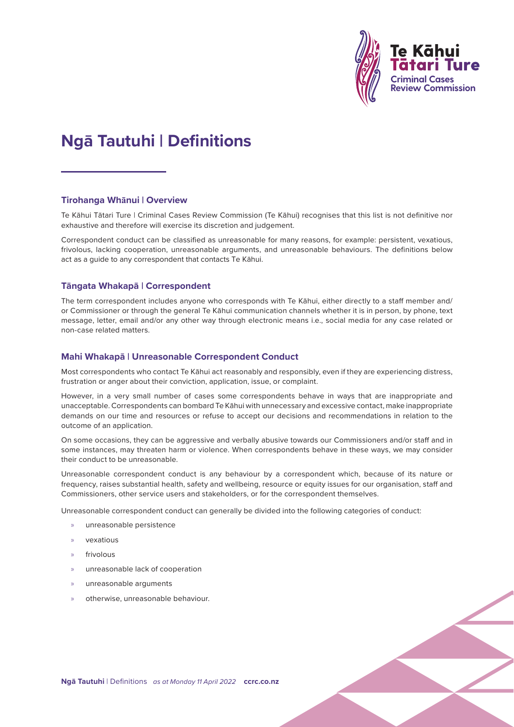# Ngā Tautuhi | Definitions

## Tirohanga Whānui | Overview

Te Kāhui Tātari Ture | Criminal Cases Review Commission (Te Kāhui) recognises that this list is not definitive nor exhaustive and therefore will exercise its discretion and judgement.

Correspondent conduct can be classified as unreasonable for many reasons, for example: persistent, vexatious, frivolous, lacking cooperation, unreasonable arguments, and unreasonable behaviours. The definitions below act as a guide to any correspondent that contacts Te Kāhui.

## Tāngata Whakapā | Correspondent

The term correspondent includes anyone who corresponds with Te Kāhui, either directly to a staff member and/or Commissioner or through the general Te Kāhui communication channels whether it is in person, by phone, text message, letter, email and/or any other way through electronic means i.e., social media for any case related or non-case related matters.

## Mahi Whakapā | Unreasonable Correspondent Conduct

Most correspondents who contact Te Kāhui act reasonably and responsibly, even if they are experiencing distress, frustration or anger about their conviction, application, issue, or complaint.

However, in a very small number of cases some correspondents behave in ways that are inappropriate and unacceptable. Correspondents can bombard Te Kāhui with unnecessary and excessive contact, make inappropriate demands on our time and resources or refuse to accept our decisions and recommendations in relation to the outcome of an application.

On some occasions, they can be aggressive and verbally abusive towards our Commissioners and/or staff and in some instances, may threaten harm or violence. When correspondents behave in these ways, we may consider their conduct to be unreasonable.

Unreasonable correspondent conduct is any behaviour by a correspondent which, because of its nature or frequency, raises substantial health, safety and wellbeing, resource or equity issues for our organisation, staff and Commissioners, other service users and stakeholders, or for the correspondent themselves.

Unreasonable correspondent conduct can generally be divided into the following categories of conduct:

- unreasonable persistence
- vexatious
- frivolous
- unreasonable lack of cooperation
- unreasonable arguments
- otherwise, unreasonable behaviour.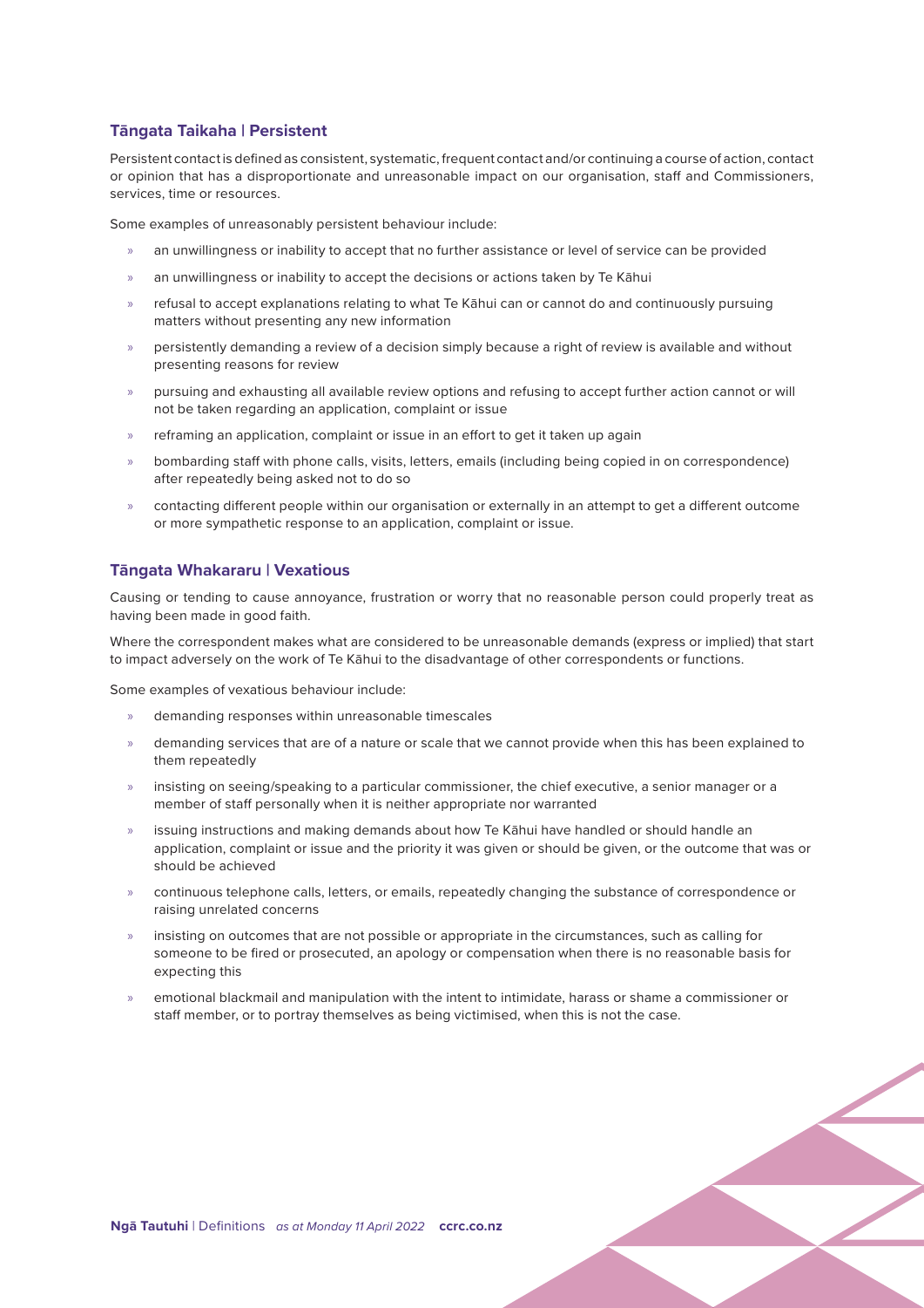### Tāngata Taikaha | Persistent

Persistent contact is defined as consistent, systematic, frequent contact and/or continuing a course of action, contact or opinion that has a disproportionate and unreasonable impact on our organisation, staff and Commissioners, services, time or resources.

Some examples of unreasonably persistent behaviour include:

- an unwillingness or inability to accept that no further assistance or level of service can be provided
- an unwillingness or inability to accept the decisions or actions taken by Te Kāhui
- refusal to accept explanations relating to what Te Kāhui can or cannot do and continuously pursuing matters without presenting any new information
- persistently demanding a review of a decision simply because a right of review is available and without presenting reasons for review
- pursuing and exhausting all available review options and refusing to accept further action cannot or will not be taken regarding an application, complaint or issue
- reframing an application, complaint or issue in an effort to get it taken up again
- bombarding staff with phone calls, visits, letters, emails (including being copied in on correspondence) after repeatedly being asked not to do so
- contacting different people within our organisation or externally in an attempt to get a different outcome or more sympathetic response to an application, complaint or issue.

### Tāngata Whakararu | Vexatious

Causing or tending to cause annoyance, frustration or worry that no reasonable person could properly treat as having been made in good faith.

Where the correspondent makes what are considered to be unreasonable demands (express or implied) that start to impact adversely on the work of Te Kāhui to the disadvantage of other correspondents or functions.

Some examples of vexatious behaviour include:

- demanding responses within unreasonable timescales
- demanding services that are of a nature or scale that we cannot provide when this has been explained to them repeatedly
- insisting on seeing/speaking to a particular commissioner, the chief executive, a senior manager or a member of staff personally when it is neither appropriate nor warranted
- issuing instructions and making demands about how Te Kāhui have handled or should handle an application, complaint or issue and the priority it was given or should be given, or the outcome that was or should be achieved
- continuous telephone calls, letters, or emails, repeatedly changing the substance of correspondence or raising unrelated concerns
- insisting on outcomes that are not possible or appropriate in the circumstances, such as calling for someone to be fired or prosecuted, an apology or compensation when there is no reasonable basis for expecting this
- emotional blackmail and manipulation with the intent to intimidate, harass or shame a commissioner or staff member, or to portray themselves as being victimised, when this is not the case.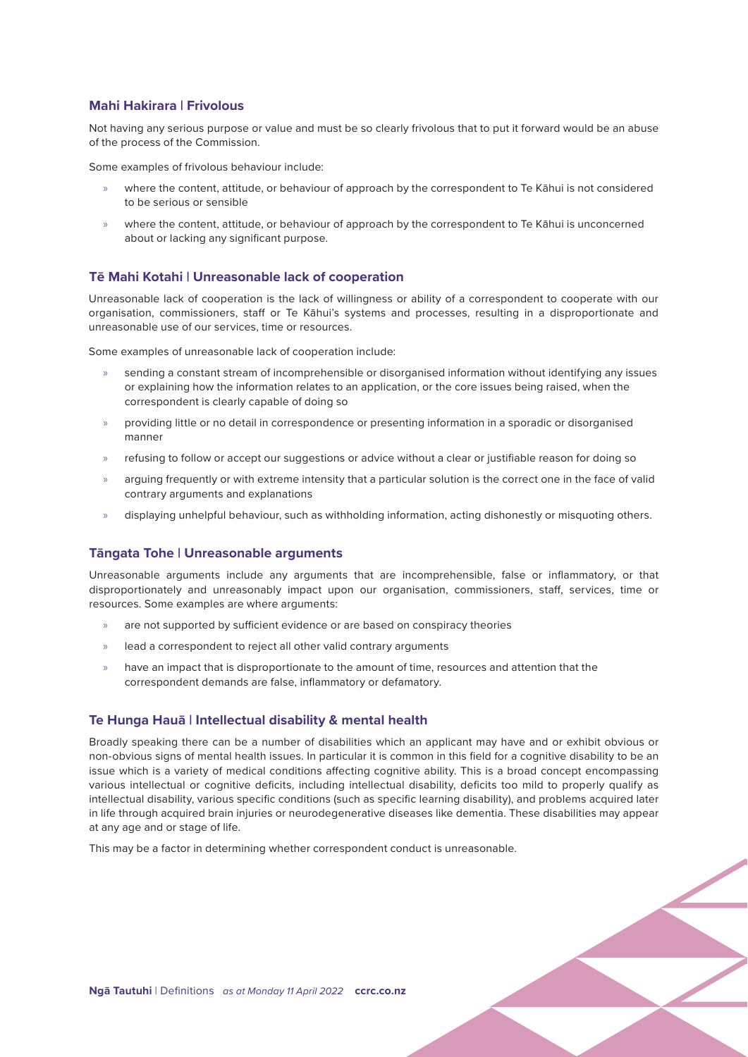### Mahi Hakirara | Frivolous

Not having any serious purpose or value and must be so clearly frivolous that to put it forward would be an abuse of the process of the Commission.

Some examples of frivolous behaviour include:

- where the content, attitude, or behaviour of approach by the correspondent to Te Kāhui is not considered to be serious or sensible
- where the content, attitude, or behaviour of approach by the correspondent to Te Kāhui is unconcerned about or lacking any significant purpose.

### Tē Mahi Kotahi | Unreasonable lack of cooperation

Unreasonable lack of cooperation is the lack of willingness or ability of a correspondent to cooperate with our organisation, commissioners, staff or Te Kāhui's systems and processes, resulting in a disproportionate and unreasonable use of our services, time or resources.

Some examples of unreasonable lack of cooperation include:

- sending a constant stream of incomprehensible or disorganised information without identifying any issues or explaining how the information relates to an application, or the core issues being raised, when the correspondent is clearly capable of doing so
- providing little or no detail in correspondence or presenting information in a sporadic or disorganised manner
- refusing to follow or accept our suggestions or advice without a clear or justifiable reason for doing so
- arguing frequently or with extreme intensity that a particular solution is the correct one in the face of valid contrary arguments and explanations
- displaying unhelpful behaviour, such as withholding information, acting dishonestly or misquoting others.

### Tāngata Tohe | Unreasonable arguments

Unreasonable arguments include any arguments that are incomprehensible, false or inflammatory, or that disproportionately and unreasonably impact upon our organisation, commissioners, staff, services, time or resources. Some examples are where arguments:

- are not supported by sufficient evidence or are based on conspiracy theories
- lead a correspondent to reject all other valid contrary arguments
- have an impact that is disproportionate to the amount of time, resources and attention that the correspondent demands are false, inflammatory or defamatory.

### Te Hunga Hauā | Intellectual disability & mental health

Broadly speaking there can be a number of disabilities which an applicant may have and or exhibit obvious or non-obvious signs of mental health issues. In particular it is common in this field for a cognitive disability to be an issue which is a variety of medical conditions affecting cognitive ability. This is a broad concept encompassing various intellectual or cognitive deficits, including intellectual disability, deficits too mild to properly qualify as intellectual disability, various specific conditions (such as specific learning disability), and problems acquired later in life through acquired brain injuries or neurodegenerative diseases like dementia. These disabilities may appear at any age and or stage of life.

This may be a factor in determining whether correspondent conduct is unreasonable.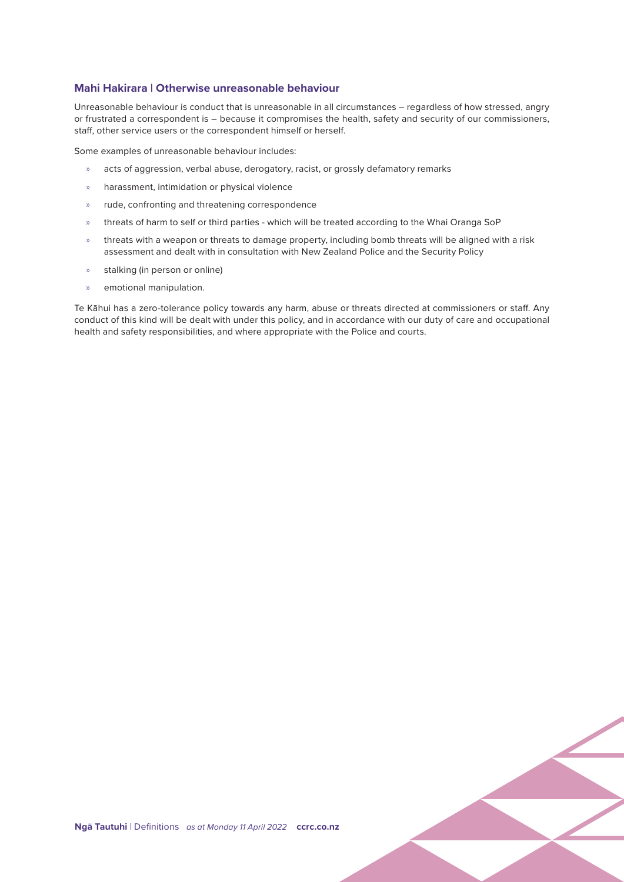### Mahi Hakirara | Otherwise unreasonable behaviour

Unreasonable behaviour is conduct that is unreasonable in all circumstances – regardless of how stressed, angry or frustrated a correspondent is – because it compromises the health, safety and security of our commissioners, staff, other service users or the correspondent himself or herself.

Some examples of unreasonable behaviour includes:

- acts of aggression, verbal abuse, derogatory, racist, or grossly defamatory remarks
- harassment, intimidation or physical violence
- rude, confronting and threatening correspondence
- threats of harm to self or third parties - which will be treated according to the Whai Oranga SoP
- threats with a weapon or threats to damage property, including bomb threats will be aligned with a risk assessment and dealt with in consultation with New Zealand Police and the Security Policy
- stalking (in person or online)
- emotional manipulation.

Te Kāhui has a zero-tolerance policy towards any harm, abuse or threats directed at commissioners or staff. Any conduct of this kind will be dealt with under this policy, and in accordance with our duty of care and occupational health and safety responsibilities, and where appropriate with the Police and courts.